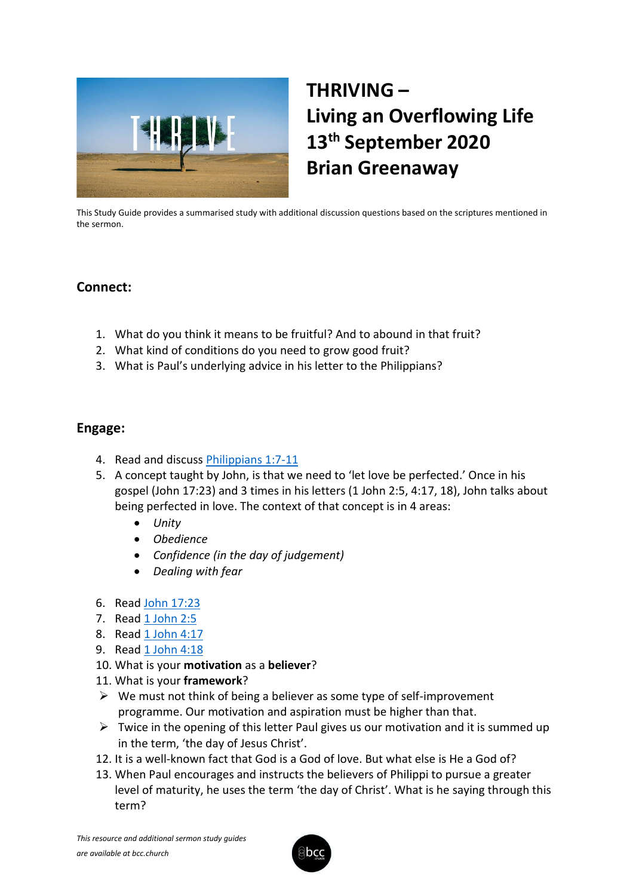# THRIVING – Living an Overflowing Life 13th September 2020 Brian Greenaway

This Study Guide provides a summarised study with additional discussion questions based on the scriptures mentioned in the sermon.

## Connect:

1. What do you think it means to be fruitful? And to abound in that fruit?
2. What kind of conditions do you need to grow good fruit?
3. What is Paul's underlying advice in his letter to the Philippians?

## Engage:

4. Read and discuss Philippians 1:7-11
5. A concept taught by John, is that we need to 'let love be perfected.' Once in his gospel (John 17:23) and 3 times in his letters (1 John 2:5, 4:17, 18), John talks about being perfected in love. The context of that concept is in 4 areas:
   - *Unity*
   - *Obedience*
   - *Confidence (in the day of judgement)*
   - *Dealing with fear*
6. Read John 17:23
7. Read 1 John 2:5
8. Read 1 John 4:17
9. Read 1 John 4:18
10. What is your **motivation** as a **believer**?
11. What is your **framework**?
    - We must not think of being a believer as some type of self-improvement programme. Our motivation and aspiration must be higher than that.
    - Twice in the opening of this letter Paul gives us our motivation and it is summed up in the term, 'the day of Jesus Christ'.
12. It is a well-known fact that God is a God of love. But what else is He a God of?
13. When Paul encourages and instructs the believers of Philippi to pursue a greater level of maturity, he uses the term 'the day of Christ'. What is he saying through this term?

*This resource and additional sermon study guides are available at bcc.church*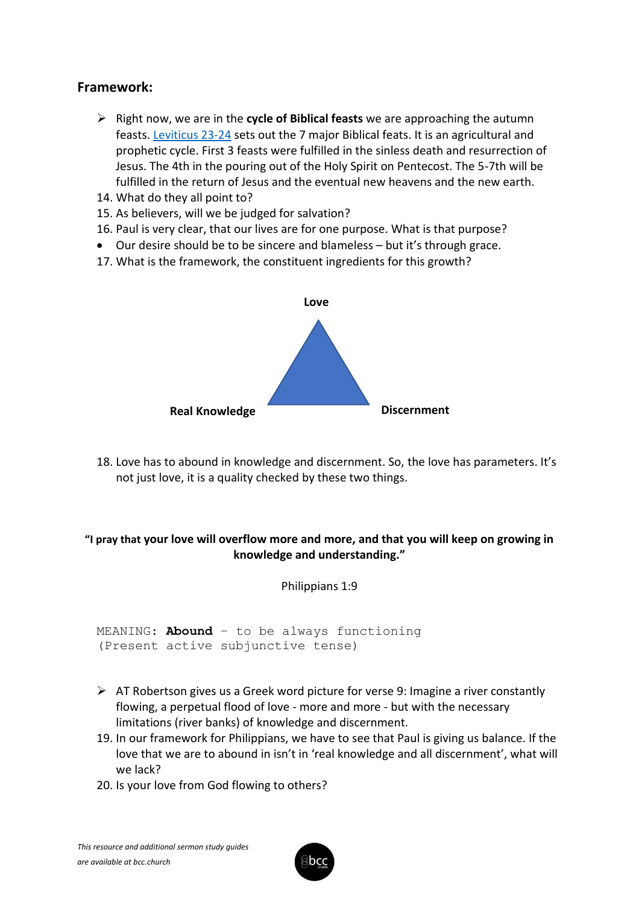## Framework:

- Right now, we are in the **cycle of Biblical feasts** we are approaching the autumn feasts. [Leviticus 23-24]() sets out the 7 major Biblical feats. It is an agricultural and prophetic cycle. First 3 feasts were fulfilled in the sinless death and resurrection of Jesus. The 4th in the pouring out of the Holy Spirit on Pentecost. The 5-7th will be fulfilled in the return of Jesus and the eventual new heavens and the new earth.

14. What do they all point to?
15. As believers, will we be judged for salvation?
16. Paul is very clear, that our lives are for one purpose. What is that purpose?

- Our desire should be to be sincere and blameless – but it's through grace.

17. What is the framework, the constituent ingredients for this growth?

**Love**

**Real Knowledge** **Discernment**

18. Love has to abound in knowledge and discernment. So, the love has parameters. It's not just love, it is a quality checked by these two things.

**"I pray that your love will overflow more and more, and that you will keep on growing in knowledge and understanding."**

Philippians 1:9

```
MEANING: Abound – to be always functioning
(Present active subjunctive tense)
```

- AT Robertson gives us a Greek word picture for verse 9: Imagine a river constantly flowing, a perpetual flood of love - more and more - but with the necessary limitations (river banks) of knowledge and discernment.

19. In our framework for Philippians, we have to see that Paul is giving us balance. If the love that we are to abound in isn't in 'real knowledge and all discernment', what will we lack?
20. Is your love from God flowing to others?

*This resource and additional sermon study guides are available at bcc.church*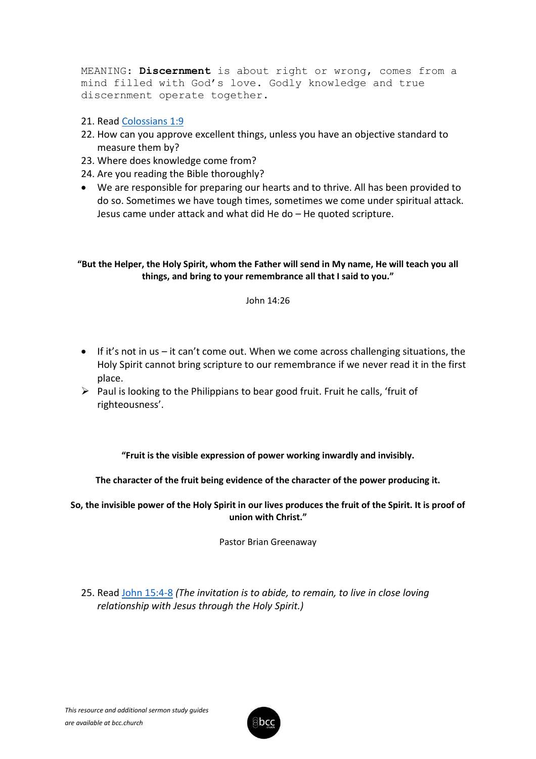MEANING: **Discernment** is about right or wrong, comes from a mind filled with God's love. Godly knowledge and true discernment operate together.

21. Read [Colossians 1:9](#)
22. How can you approve excellent things, unless you have an objective standard to measure them by?
23. Where does knowledge come from?
24. Are you reading the Bible thoroughly?

- We are responsible for preparing our hearts and to thrive. All has been provided to do so. Sometimes we have tough times, sometimes we come under spiritual attack. Jesus came under attack and what did He do – He quoted scripture.

**"But the Helper, the Holy Spirit, whom the Father will send in My name, He will teach you all things, and bring to your remembrance all that I said to you."**

John 14:26

- If it's not in us – it can't come out. When we come across challenging situations, the Holy Spirit cannot bring scripture to our remembrance if we never read it in the first place.
- Paul is looking to the Philippians to bear good fruit. Fruit he calls, 'fruit of righteousness'.

**"Fruit is the visible expression of power working inwardly and invisibly.**

**The character of the fruit being evidence of the character of the power producing it.**

**So, the invisible power of the Holy Spirit in our lives produces the fruit of the Spirit. It is proof of union with Christ."**

Pastor Brian Greenaway

25. Read [John 15:4-8](#) *(The invitation is to abide, to remain, to live in close loving relationship with Jesus through the Holy Spirit.)*

*This resource and additional sermon study guides are available at bcc.church*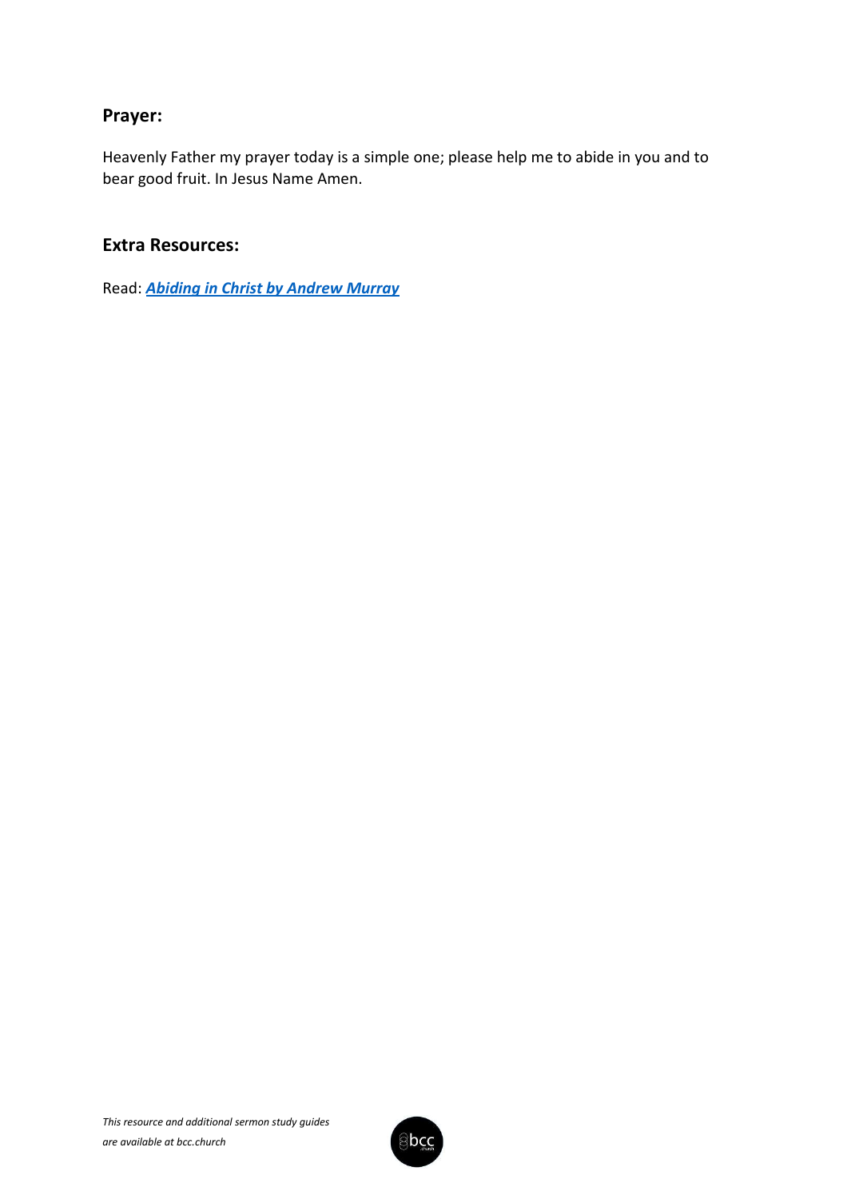## Prayer:

Heavenly Father my prayer today is a simple one; please help me to abide in you and to bear good fruit. In Jesus Name Amen.

## Extra Resources:

Read: ***Abiding in Christ by Andrew Murray***

*This resource and additional sermon study guides are available at bcc.church*